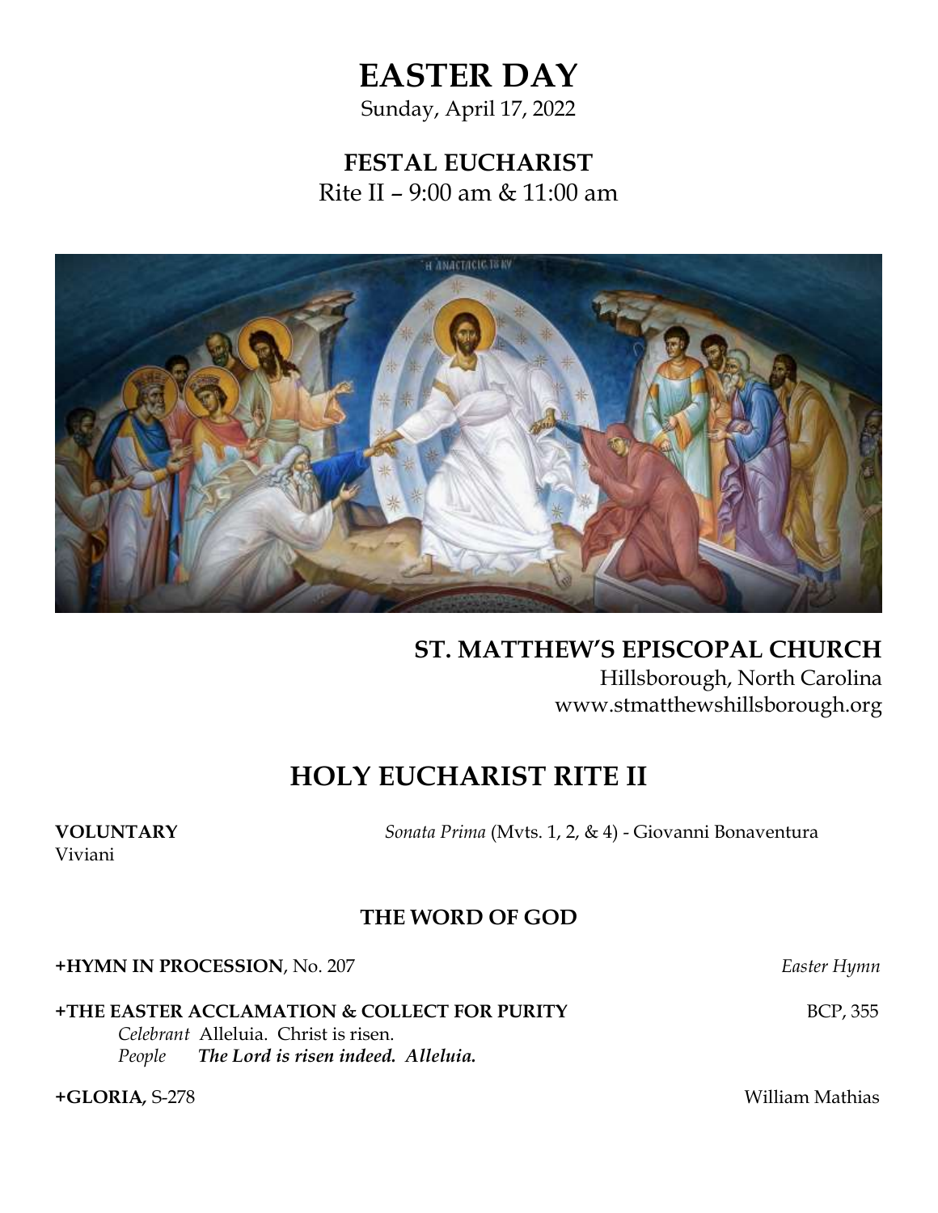# EASTER DAY

Sunday, April 17, 2022

## FESTAL EUCHARIST

Rite II – 9:00 am & 11:00 am

**ST. MATTHEW'S EPISCOPAL CHURCH**
Hillsborough, North Carolina
www.stmatthewshillsborough.org

# HOLY EUCHARIST RITE II

**VOLUNTARY** *Sonata Prima* (Mvts. 1, 2, & 4) - Giovanni Bonaventura Viviani

## THE WORD OF GOD

**+HYMN IN PROCESSION**, No. 207 *Easter Hymn*

**+THE EASTER ACCLAMATION & COLLECT FOR PURITY** BCP, 355

*Celebrant* Alleluia. Christ is risen.
*People* ***The Lord is risen indeed. Alleluia.***

**+GLORIA,** S-278 William Mathias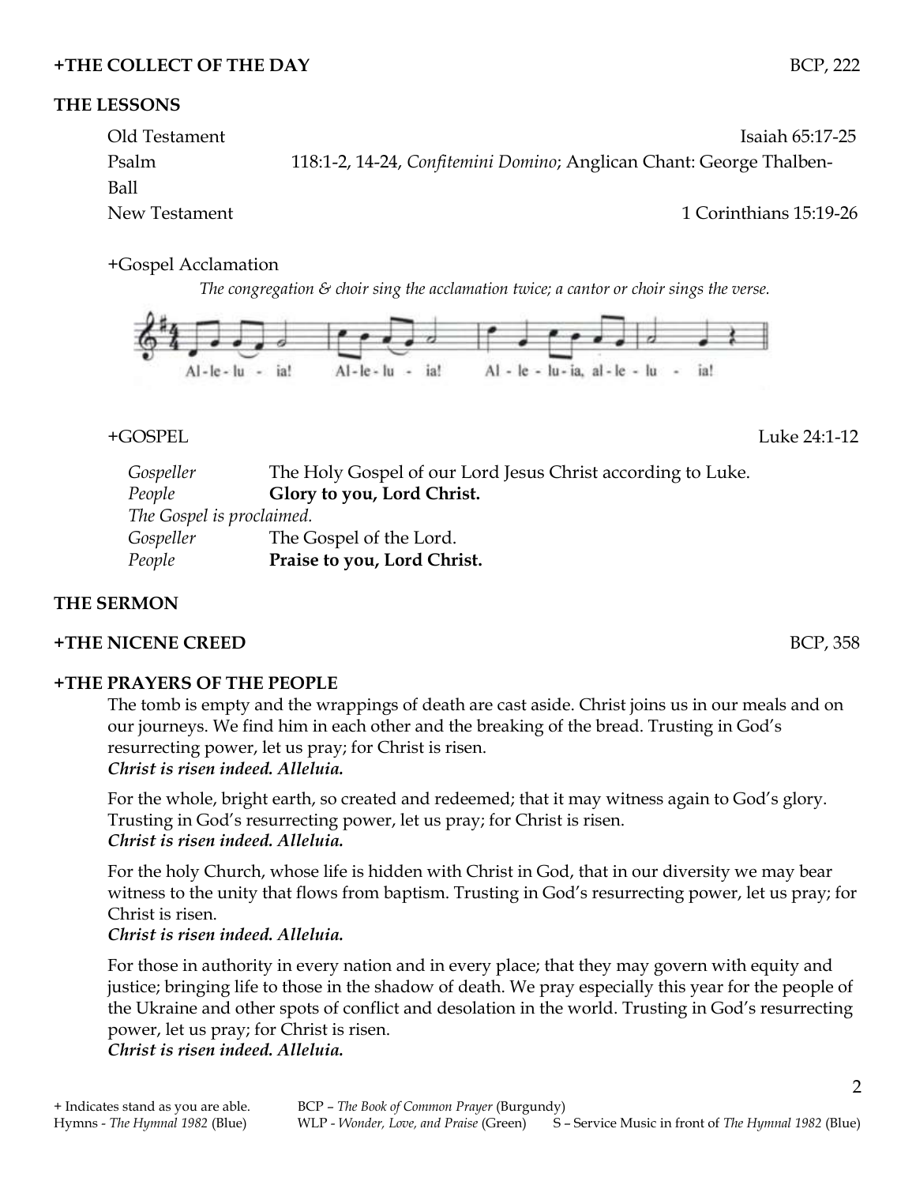**+THE COLLECT OF THE DAY** BCP, 222

**THE LESSONS**

Old Testament Isaiah 65:17-25
Psalm 118:1-2, 14-24, *Confitemini Domino*; Anglican Chant: George Thalben-Ball
New Testament 1 Corinthians 15:19-26

+Gospel Acclamation

*The congregation & choir sing the acclamation twice; a cantor or choir sings the verse.*

Al-le-lu - ia! Al-le-lu - ia! Al - le - lu-ia, al-le - lu - ia!

+GOSPEL Luke 24:1-12

*Gospeller* The Holy Gospel of our Lord Jesus Christ according to Luke.
*People* **Glory to you, Lord Christ.**
*The Gospel is proclaimed.*
*Gospeller* The Gospel of the Lord.
*People* **Praise to you, Lord Christ.**

**THE SERMON**

**+THE NICENE CREED** BCP, 358

**+THE PRAYERS OF THE PEOPLE**

The tomb is empty and the wrappings of death are cast aside. Christ joins us in our meals and on our journeys. We find him in each other and the breaking of the bread. Trusting in God's resurrecting power, let us pray; for Christ is risen.
***Christ is risen indeed. Alleluia.***

For the whole, bright earth, so created and redeemed; that it may witness again to God's glory. Trusting in God's resurrecting power, let us pray; for Christ is risen.
***Christ is risen indeed. Alleluia.***

For the holy Church, whose life is hidden with Christ in God, that in our diversity we may bear witness to the unity that flows from baptism. Trusting in God's resurrecting power, let us pray; for Christ is risen.
***Christ is risen indeed. Alleluia.***

For those in authority in every nation and in every place; that they may govern with equity and justice; bringing life to those in the shadow of death. We pray especially this year for the people of the Ukraine and other spots of conflict and desolation in the world. Trusting in God's resurrecting power, let us pray; for Christ is risen.
***Christ is risen indeed. Alleluia.***

+ Indicates stand as you are able. BCP – *The Book of Common Prayer* (Burgundy)
Hymns - *The Hymnal 1982* (Blue) WLP - *Wonder, Love, and Praise* (Green) S – Service Music in front of *The Hymnal 1982* (Blue)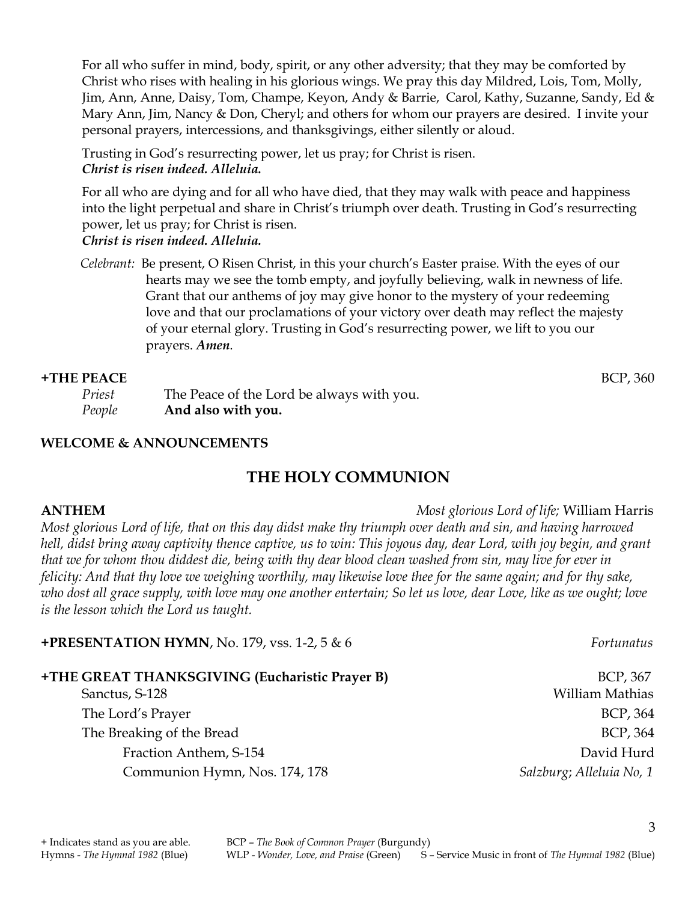For all who suffer in mind, body, spirit, or any other adversity; that they may be comforted by Christ who rises with healing in his glorious wings. We pray this day Mildred, Lois, Tom, Molly, Jim, Ann, Anne, Daisy, Tom, Champe, Keyon, Andy & Barrie, Carol, Kathy, Suzanne, Sandy, Ed & Mary Ann, Jim, Nancy & Don, Cheryl; and others for whom our prayers are desired. I invite your personal prayers, intercessions, and thanksgivings, either silently or aloud.

Trusting in God's resurrecting power, let us pray; for Christ is risen.
***Christ is risen indeed. Alleluia.***

For all who are dying and for all who have died, that they may walk with peace and happiness into the light perpetual and share in Christ's triumph over death. Trusting in God's resurrecting power, let us pray; for Christ is risen.
***Christ is risen indeed. Alleluia.***

*Celebrant:* Be present, O Risen Christ, in this your church's Easter praise. With the eyes of our hearts may we see the tomb empty, and joyfully believing, walk in newness of life. Grant that our anthems of joy may give honor to the mystery of your redeeming love and that our proclamations of your victory over death may reflect the majesty of your eternal glory. Trusting in God's resurrecting power, we lift to you our prayers. ***Amen***.

**+THE PEACE** BCP, 360

*Priest* The Peace of the Lord be always with you.
*People* **And also with you.**

**WELCOME & ANNOUNCEMENTS**

## THE HOLY COMMUNION

**ANTHEM** *Most glorious Lord of life;* William Harris

*Most glorious Lord of life, that on this day didst make thy triumph over death and sin, and having harrowed hell, didst bring away captivity thence captive, us to win: This joyous day, dear Lord, with joy begin, and grant that we for whom thou diddest die, being with thy dear blood clean washed from sin, may live for ever in felicity: And that thy love we weighing worthily, may likewise love thee for the same again; and for thy sake, who dost all grace supply, with love may one another entertain; So let us love, dear Love, like as we ought; love is the lesson which the Lord us taught.*

**+PRESENTATION HYMN**, No. 179, vss. 1-2, 5 & 6 *Fortunatus*

**+THE GREAT THANKSGIVING (Eucharistic Prayer B)** BCP, 367

Sanctus, S-128 William Mathias

The Lord's Prayer BCP, 364

The Breaking of the Bread BCP, 364

Fraction Anthem, S-154 David Hurd

Communion Hymn, Nos. 174, 178 *Salzburg; Alleluia No, 1*

\+ Indicates stand as you are able. BCP – *The Book of Common Prayer* (Burgundy)
Hymns - *The Hymnal 1982* (Blue) WLP - *Wonder, Love, and Praise* (Green) S – Service Music in front of *The Hymnal 1982* (Blue)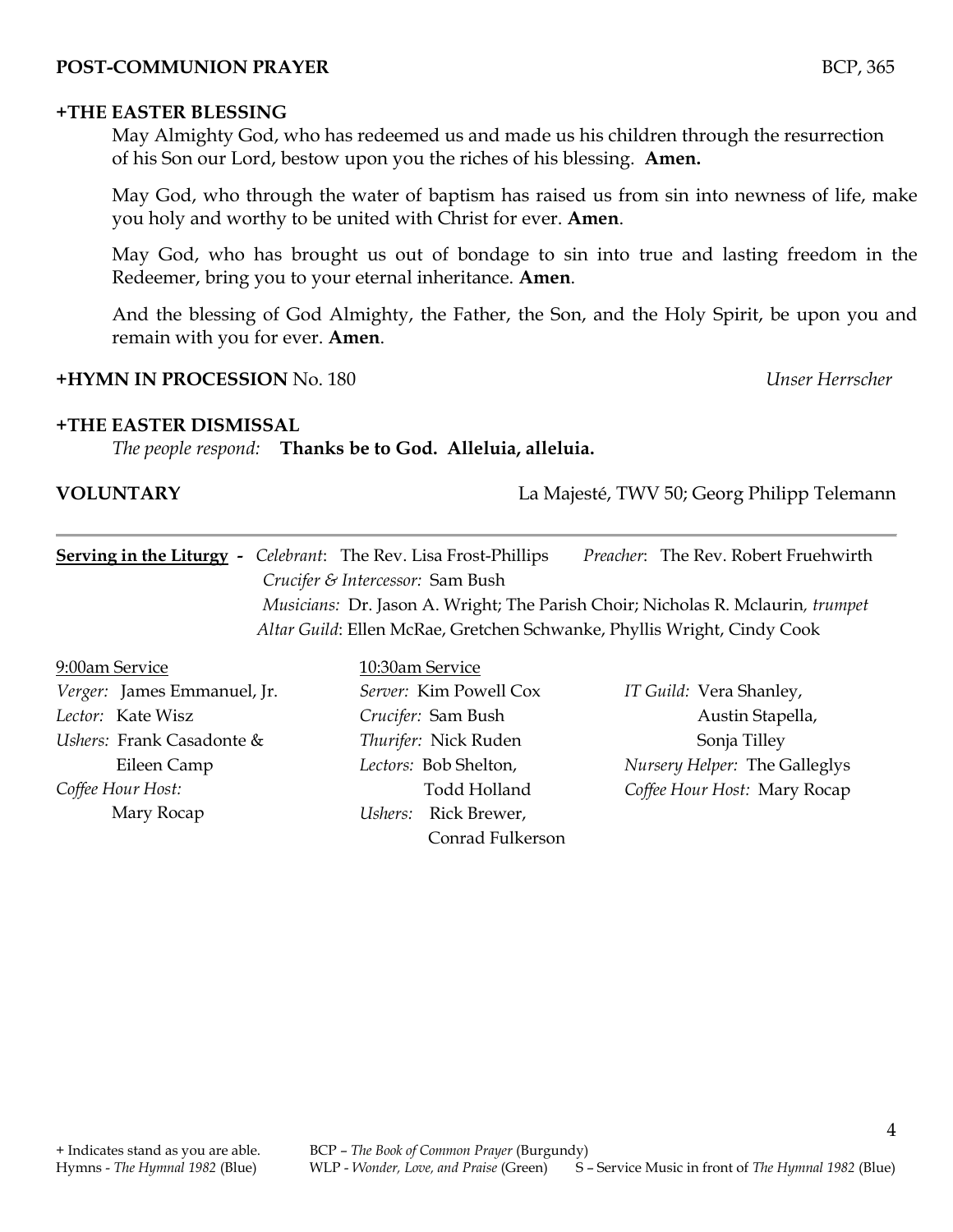**POST-COMMUNION PRAYER** BCP, 365

**+THE EASTER BLESSING**

May Almighty God, who has redeemed us and made us his children through the resurrection of his Son our Lord, bestow upon you the riches of his blessing. **Amen.**

May God, who through the water of baptism has raised us from sin into newness of life, make you holy and worthy to be united with Christ for ever. **Amen**.

May God, who has brought us out of bondage to sin into true and lasting freedom in the Redeemer, bring you to your eternal inheritance. **Amen**.

And the blessing of God Almighty, the Father, the Son, and the Holy Spirit, be upon you and remain with you for ever. **Amen**.

**+HYMN IN PROCESSION** No. 180 *Unser Herrscher*

**+THE EASTER DISMISSAL**

*The people respond:* **Thanks be to God. Alleluia, alleluia.**

**VOLUNTARY** La Majesté, TWV 50; Georg Philipp Telemann

---

**Serving in the Liturgy** - *Celebrant*: The Rev. Lisa Frost-Phillips *Preacher*: The Rev. Robert Fruehwirth
*Crucifer & Intercessor:* Sam Bush
*Musicians:* Dr. Jason A. Wright; The Parish Choir; Nicholas R. Mclaurin, *trumpet*
*Altar Guild*: Ellen McRae, Gretchen Schwanke, Phyllis Wright, Cindy Cook

9:00am Service
*Verger:* James Emmanuel, Jr.
*Lector:* Kate Wisz
*Ushers:* Frank Casadonte & Eileen Camp
*Coffee Hour Host:* Mary Rocap

10:30am Service
*Server:* Kim Powell Cox
*Crucifer:* Sam Bush
*Thurifer:* Nick Ruden
*Lectors:* Bob Shelton, Todd Holland
*Ushers:* Rick Brewer, Conrad Fulkerson

*IT Guild:* Vera Shanley, Austin Stapella, Sonja Tilley
*Nursery Helper:* The Galleglys
*Coffee Hour Host:* Mary Rocap

+ Indicates stand as you are able. BCP – *The Book of Common Prayer* (Burgundy)
Hymns - *The Hymnal 1982* (Blue) WLP - *Wonder, Love, and Praise* (Green) S – Service Music in front of *The Hymnal 1982* (Blue)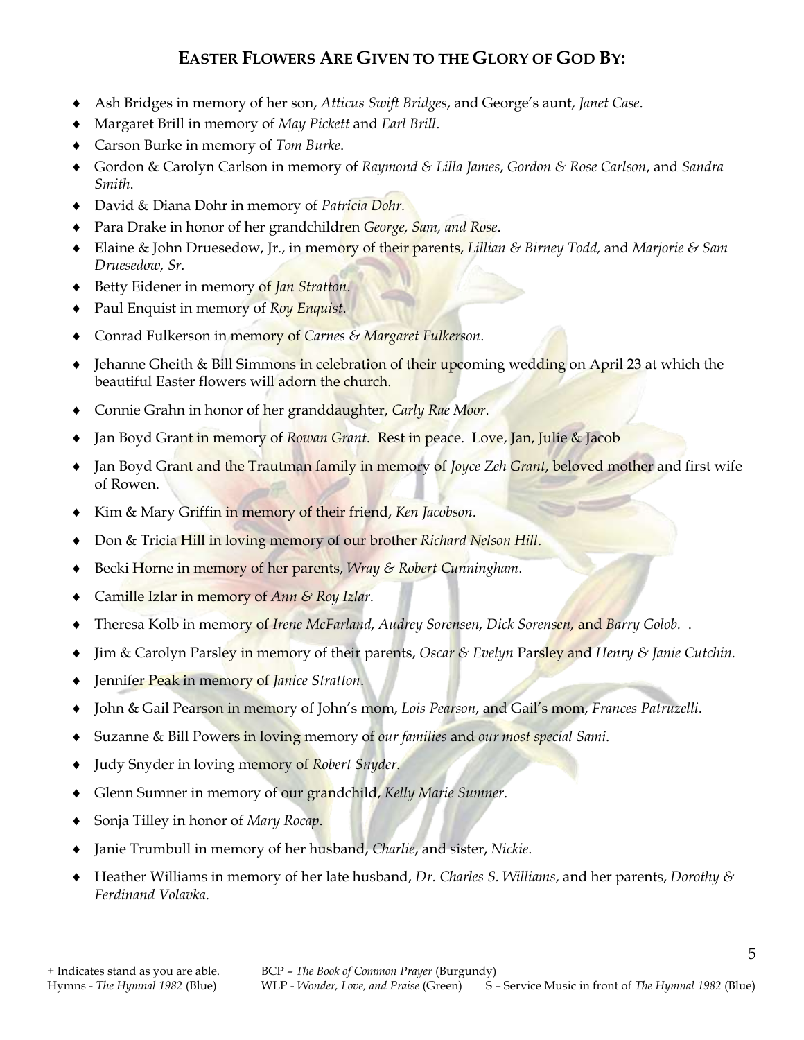## EASTER FLOWERS ARE GIVEN TO THE GLORY OF GOD BY:

- Ash Bridges in memory of her son, *Atticus Swift Bridges*, and George's aunt, *Janet Case*.
- Margaret Brill in memory of *May Pickett* and *Earl Brill*.
- Carson Burke in memory of *Tom Burke*.
- Gordon & Carolyn Carlson in memory of *Raymond & Lilla James*, *Gordon & Rose Carlson*, and *Sandra Smith*.
- David & Diana Dohr in memory of *Patricia Dohr*.
- Para Drake in honor of her grandchildren *George, Sam, and Rose*.
- Elaine & John Druesedow, Jr., in memory of their parents, *Lillian & Birney Todd,* and *Marjorie & Sam Druesedow, Sr.*
- Betty Eidener in memory of *Jan Stratton*.
- Paul Enquist in memory of *Roy Enquist*.
- Conrad Fulkerson in memory of *Carnes & Margaret Fulkerson*.
- Jehanne Gheith & Bill Simmons in celebration of their upcoming wedding on April 23 at which the beautiful Easter flowers will adorn the church.
- Connie Grahn in honor of her granddaughter, *Carly Rae Moor*.
- Jan Boyd Grant in memory of *Rowan Grant*. Rest in peace. Love, Jan, Julie & Jacob
- Jan Boyd Grant and the Trautman family in memory of *Joyce Zeh Grant*, beloved mother and first wife of Rowen.
- Kim & Mary Griffin in memory of their friend, *Ken Jacobson*.
- Don & Tricia Hill in loving memory of our brother *Richard Nelson Hill*.
- Becki Horne in memory of her parents, *Wray & Robert Cunningham*.
- Camille Izlar in memory of *Ann & Roy Izlar*.
- Theresa Kolb in memory of *Irene McFarland, Audrey Sorensen, Dick Sorensen,* and *Barry Golob*. .
- Jim & Carolyn Parsley in memory of their parents, *Oscar & Evelyn* Parsley and *Henry & Janie Cutchin.*
- Jennifer Peak in memory of *Janice Stratton*.
- John & Gail Pearson in memory of John's mom, *Lois Pearson*, and Gail's mom, *Frances Patruzelli*.
- Suzanne & Bill Powers in loving memory of *our families* and *our most special Sami*.
- Judy Snyder in loving memory of *Robert Snyder*.
- Glenn Sumner in memory of our grandchild, *Kelly Marie Sumner*.
- Sonja Tilley in honor of *Mary Rocap*.
- Janie Trumbull in memory of her husband, *Charlie*, and sister, *Nickie*.
- Heather Williams in memory of her late husband, *Dr. Charles S. Williams*, and her parents, *Dorothy & Ferdinand Volavka*.

+ Indicates stand as you are able. BCP – *The Book of Common Prayer* (Burgundy)
Hymns - *The Hymnal 1982* (Blue) WLP - *Wonder, Love, and Praise* (Green) S – Service Music in front of *The Hymnal 1982* (Blue)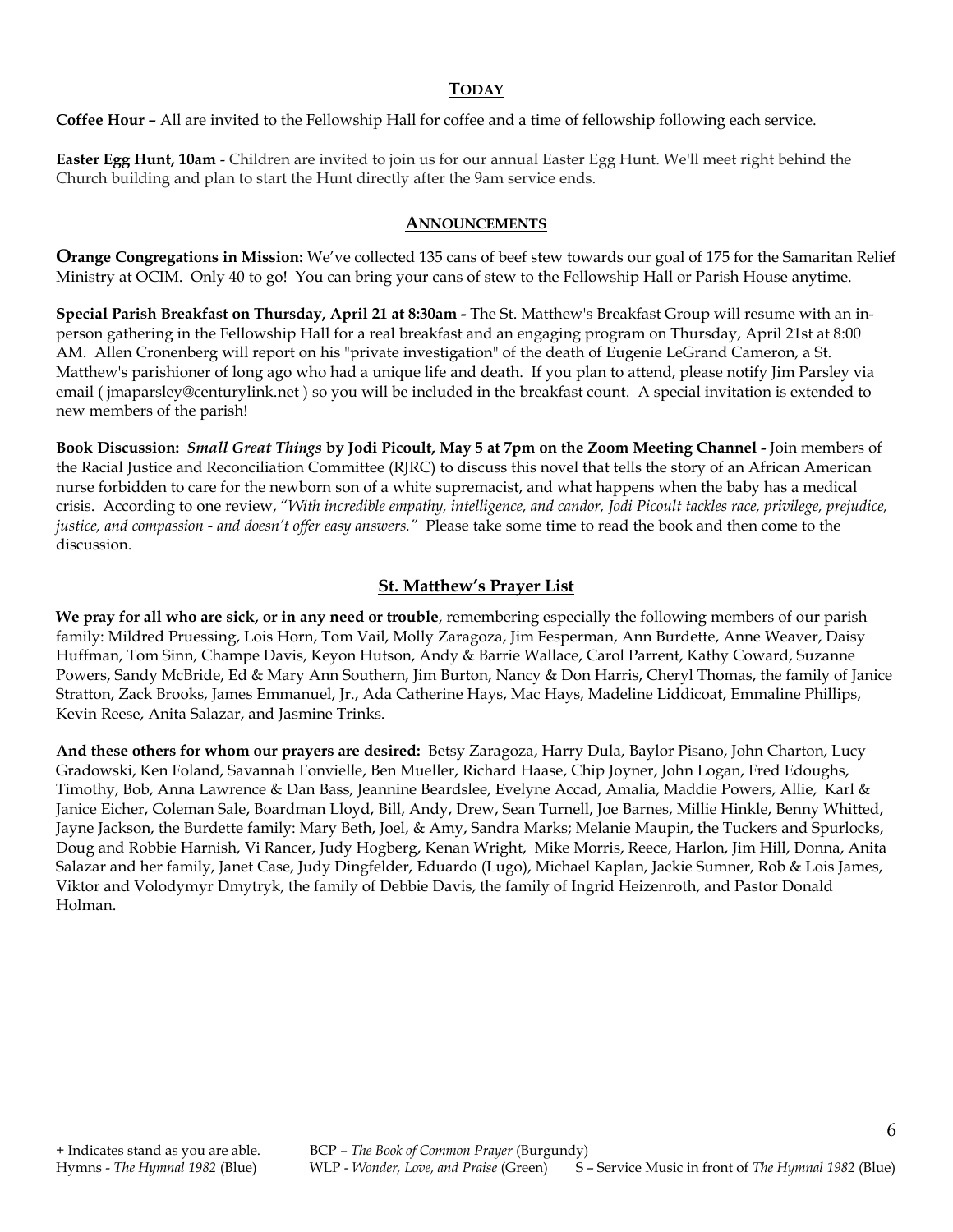## TODAY

**Coffee Hour –** All are invited to the Fellowship Hall for coffee and a time of fellowship following each service.

**Easter Egg Hunt, 10am** - Children are invited to join us for our annual Easter Egg Hunt. We'll meet right behind the Church building and plan to start the Hunt directly after the 9am service ends.

## ANNOUNCEMENTS

**Orange Congregations in Mission:** We've collected 135 cans of beef stew towards our goal of 175 for the Samaritan Relief Ministry at OCIM. Only 40 to go! You can bring your cans of stew to the Fellowship Hall or Parish House anytime.

**Special Parish Breakfast on Thursday, April 21 at 8:30am -** The St. Matthew's Breakfast Group will resume with an in-person gathering in the Fellowship Hall for a real breakfast and an engaging program on Thursday, April 21st at 8:00 AM. Allen Cronenberg will report on his "private investigation" of the death of Eugenie LeGrand Cameron, a St. Matthew's parishioner of long ago who had a unique life and death. If you plan to attend, please notify Jim Parsley via email ( jmaparsley@centurylink.net ) so you will be included in the breakfast count. A special invitation is extended to new members of the parish!

**Book Discussion: *Small Great Things* by Jodi Picoult, May 5 at 7pm on the Zoom Meeting Channel -** Join members of the Racial Justice and Reconciliation Committee (RJRC) to discuss this novel that tells the story of an African American nurse forbidden to care for the newborn son of a white supremacist, and what happens when the baby has a medical crisis. According to one review, "*With incredible empathy, intelligence, and candor, Jodi Picoult tackles race, privilege, prejudice, justice, and compassion - and doesn't offer easy answers.*" Please take some time to read the book and then come to the discussion.

## St. Matthew's Prayer List

**We pray for all who are sick, or in any need or trouble**, remembering especially the following members of our parish family: Mildred Pruessing, Lois Horn, Tom Vail, Molly Zaragoza, Jim Fesperman, Ann Burdette, Anne Weaver, Daisy Huffman, Tom Sinn, Champe Davis, Keyon Hutson, Andy & Barrie Wallace, Carol Parrent, Kathy Coward, Suzanne Powers, Sandy McBride, Ed & Mary Ann Southern, Jim Burton, Nancy & Don Harris, Cheryl Thomas, the family of Janice Stratton, Zack Brooks, James Emmanuel, Jr., Ada Catherine Hays, Mac Hays, Madeline Liddicoat, Emmaline Phillips, Kevin Reese, Anita Salazar, and Jasmine Trinks.

**And these others for whom our prayers are desired:** Betsy Zaragoza, Harry Dula, Baylor Pisano, John Charton, Lucy Gradowski, Ken Foland, Savannah Fonvielle, Ben Mueller, Richard Haase, Chip Joyner, John Logan, Fred Edoughs, Timothy, Bob, Anna Lawrence & Dan Bass, Jeannine Beardslee, Evelyne Accad, Amalia, Maddie Powers, Allie, Karl & Janice Eicher, Coleman Sale, Boardman Lloyd, Bill, Andy, Drew, Sean Turnell, Joe Barnes, Millie Hinkle, Benny Whitted, Jayne Jackson, the Burdette family: Mary Beth, Joel, & Amy, Sandra Marks; Melanie Maupin, the Tuckers and Spurlocks, Doug and Robbie Harnish, Vi Rancer, Judy Hogberg, Kenan Wright, Mike Morris, Reece, Harlon, Jim Hill, Donna, Anita Salazar and her family, Janet Case, Judy Dingfelder, Eduardo (Lugo), Michael Kaplan, Jackie Sumner, Rob & Lois James, Viktor and Volodymyr Dmytryk, the family of Debbie Davis, the family of Ingrid Heizenroth, and Pastor Donald Holman.

+ Indicates stand as you are able. BCP – *The Book of Common Prayer* (Burgundy)
Hymns - *The Hymnal 1982* (Blue) WLP - *Wonder, Love, and Praise* (Green) S – Service Music in front of *The Hymnal 1982* (Blue)